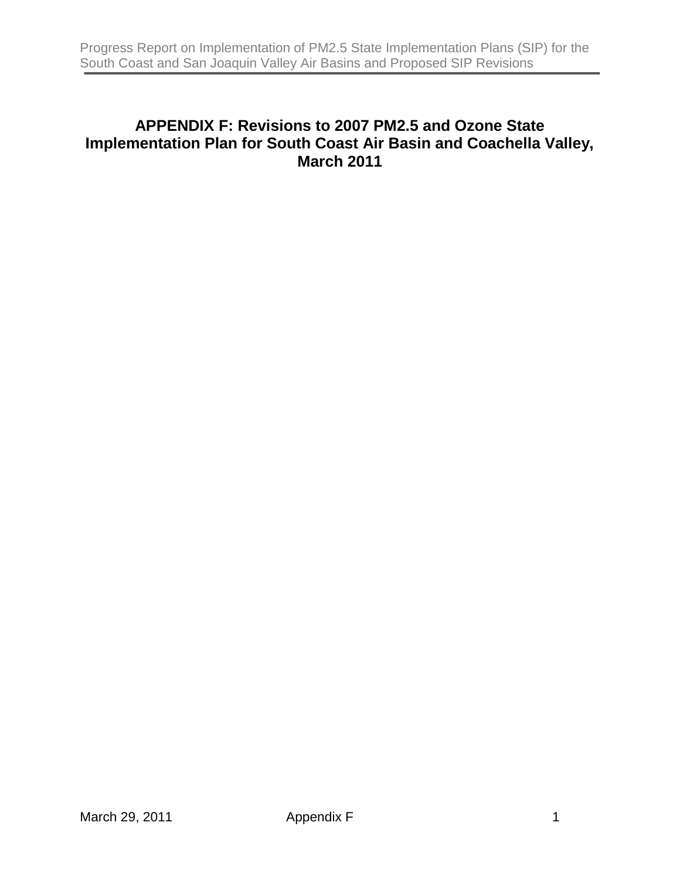# APPENDIX F: Revisions to 2007 PM2.5 and Ozone State Implementation Plan for South Coast Air Basin and Coachella Valley, March 2011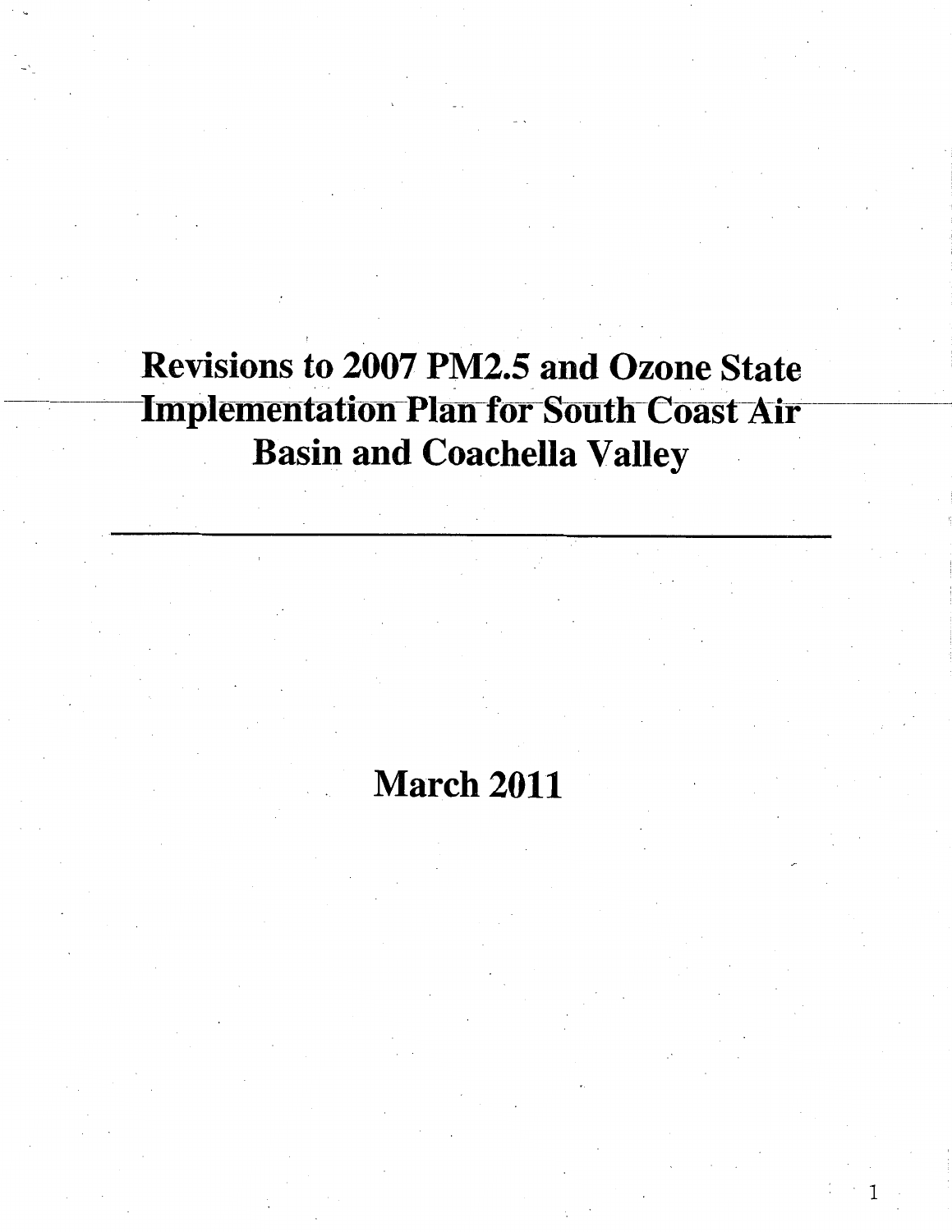# Revisions to 2007 PM2.5 and Ozone State Implementation Plan for South Coast Air Basin and Coachella Valley

---

## March 2011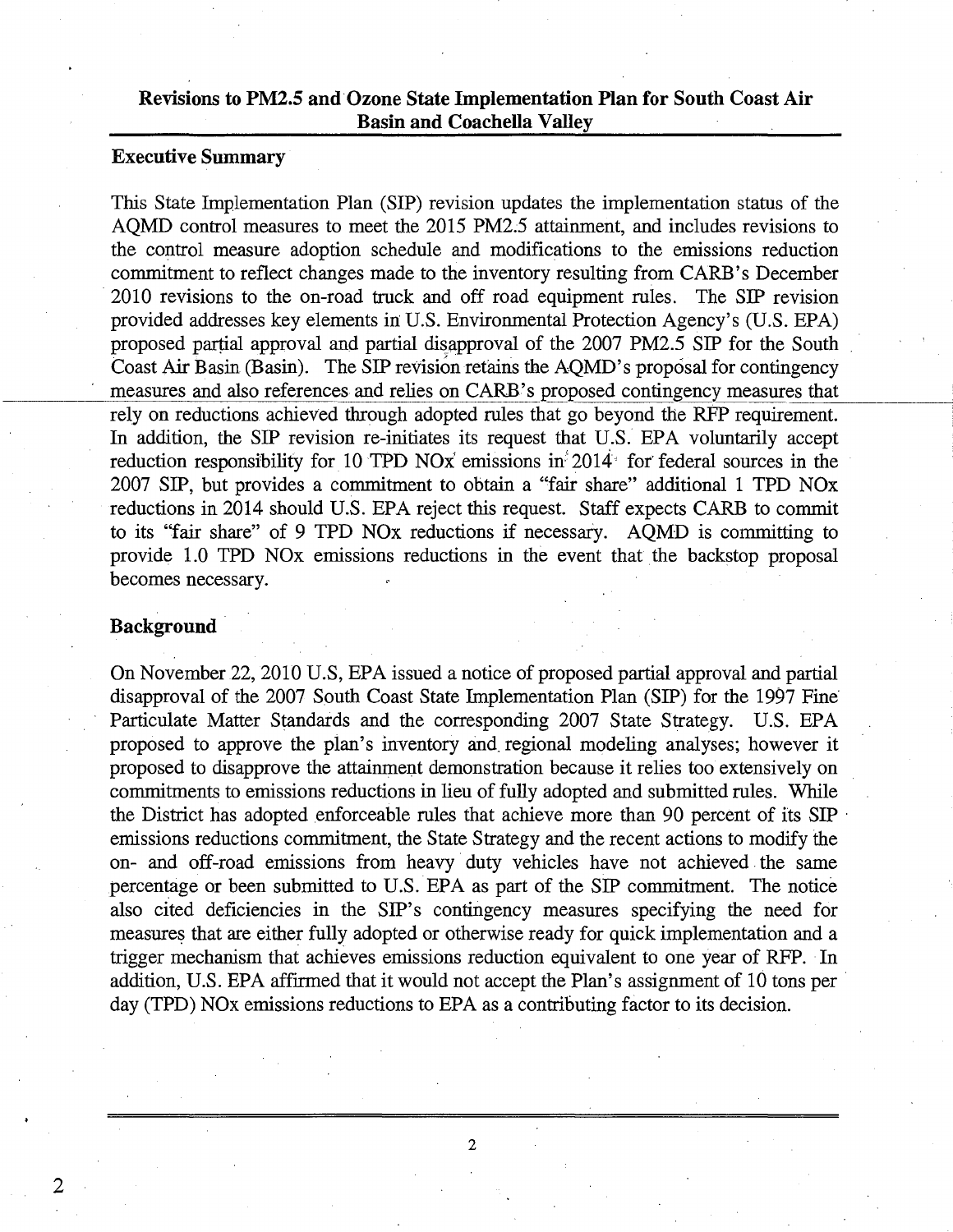## Revisions to PM2.5 and Ozone State Implementation Plan for South Coast Air Basin and Coachella Valley

### Executive Summary

This State Implementation Plan (SIP) revision updates the implementation status of the AQMD control measures to meet the 2015 PM2.5 attainment, and includes revisions to the control measure adoption schedule and modifications to the emissions reduction commitment to reflect changes made to the inventory resulting from CARB's December 2010 revisions to the on-road truck and off road equipment rules. The SIP revision provided addresses key elements in U.S. Environmental Protection Agency's (U.S. EPA) proposed partial approval and partial disapproval of the 2007 PM2.5 SIP for the South Coast Air Basin (Basin). The SIP revision retains the AQMD's proposal for contingency measures and also references and relies on CARB's proposed contingency measures that rely on reductions achieved through adopted rules that go beyond the RFP requirement. In addition, the SIP revision re-initiates its request that U.S. EPA voluntarily accept reduction responsibility for 10 TPD NOx emissions in 2014 for federal sources in the 2007 SIP, but provides a commitment to obtain a "fair share" additional 1 TPD NOx reductions in 2014 should U.S. EPA reject this request. Staff expects CARB to commit to its "fair share" of 9 TPD NOx reductions if necessary. AQMD is committing to provide 1.0 TPD NOx emissions reductions in the event that the backstop proposal becomes necessary.

### Background

On November 22, 2010 U.S, EPA issued a notice of proposed partial approval and partial disapproval of the 2007 South Coast State Implementation Plan (SIP) for the 1997 Fine Particulate Matter Standards and the corresponding 2007 State Strategy. U.S. EPA proposed to approve the plan's inventory and regional modeling analyses; however it proposed to disapprove the attainment demonstration because it relies too extensively on commitments to emissions reductions in lieu of fully adopted and submitted rules. While the District has adopted enforceable rules that achieve more than 90 percent of its SIP emissions reductions commitment, the State Strategy and the recent actions to modify the on- and off-road emissions from heavy duty vehicles have not achieved the same percentage or been submitted to U.S. EPA as part of the SIP commitment. The notice also cited deficiencies in the SIP's contingency measures specifying the need for measures that are either fully adopted or otherwise ready for quick implementation and a trigger mechanism that achieves emissions reduction equivalent to one year of RFP. In addition, U.S. EPA affirmed that it would not accept the Plan's assignment of 10 tons per day (TPD) NOx emissions reductions to EPA as a contributing factor to its decision.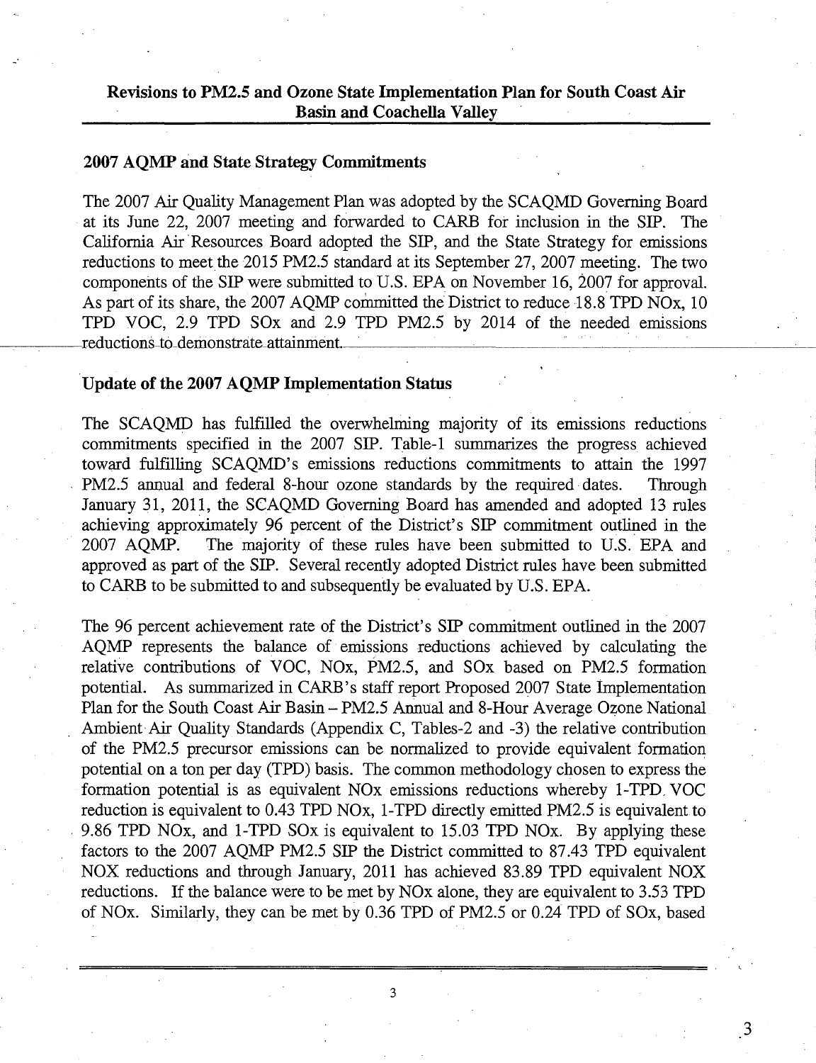## Revisions to PM2.5 and Ozone State Implementation Plan for South Coast Air Basin and Coachella Valley

### 2007 AQMP and State Strategy Commitments

The 2007 Air Quality Management Plan was adopted by the SCAQMD Governing Board at its June 22, 2007 meeting and forwarded to CARB for inclusion in the SIP. The California Air Resources Board adopted the SIP, and the State Strategy for emissions reductions to meet the 2015 PM2.5 standard at its September 27, 2007 meeting. The two components of the SIP were submitted to U.S. EPA on November 16, 2007 for approval. As part of its share, the 2007 AQMP committed the District to reduce 18.8 TPD NOx, 10 TPD VOC, 2.9 TPD SOx and 2.9 TPD PM2.5 by 2014 of the needed emissions reductions to demonstrate attainment.

### Update of the 2007 AQMP Implementation Status

The SCAQMD has fulfilled the overwhelming majority of its emissions reductions commitments specified in the 2007 SIP. Table-1 summarizes the progress achieved toward fulfilling SCAQMD's emissions reductions commitments to attain the 1997 PM2.5 annual and federal 8-hour ozone standards by the required dates. Through January 31, 2011, the SCAQMD Governing Board has amended and adopted 13 rules achieving approximately 96 percent of the District's SIP commitment outlined in the 2007 AQMP. The majority of these rules have been submitted to U.S. EPA and approved as part of the SIP. Several recently adopted District rules have been submitted to CARB to be submitted to and subsequently be evaluated by U.S. EPA.

The 96 percent achievement rate of the District's SIP commitment outlined in the 2007 AQMP represents the balance of emissions reductions achieved by calculating the relative contributions of VOC, NOx, PM2.5, and SOx based on PM2.5 formation potential. As summarized in CARB's staff report Proposed 2007 State Implementation Plan for the South Coast Air Basin – PM2.5 Annual and 8-Hour Average Ozone National Ambient Air Quality Standards (Appendix C, Tables-2 and -3) the relative contribution of the PM2.5 precursor emissions can be normalized to provide equivalent formation potential on a ton per day (TPD) basis. The common methodology chosen to express the formation potential is as equivalent NOx emissions reductions whereby 1-TPD VOC reduction is equivalent to 0.43 TPD NOx, 1-TPD directly emitted PM2.5 is equivalent to 9.86 TPD NOx, and 1-TPD SOx is equivalent to 15.03 TPD NOx. By applying these factors to the 2007 AQMP PM2.5 SIP the District committed to 87.43 TPD equivalent NOX reductions and through January, 2011 has achieved 83.89 TPD equivalent NOX reductions. If the balance were to be met by NOx alone, they are equivalent to 3.53 TPD of NOx. Similarly, they can be met by 0.36 TPD of PM2.5 or 0.24 TPD of SOx, based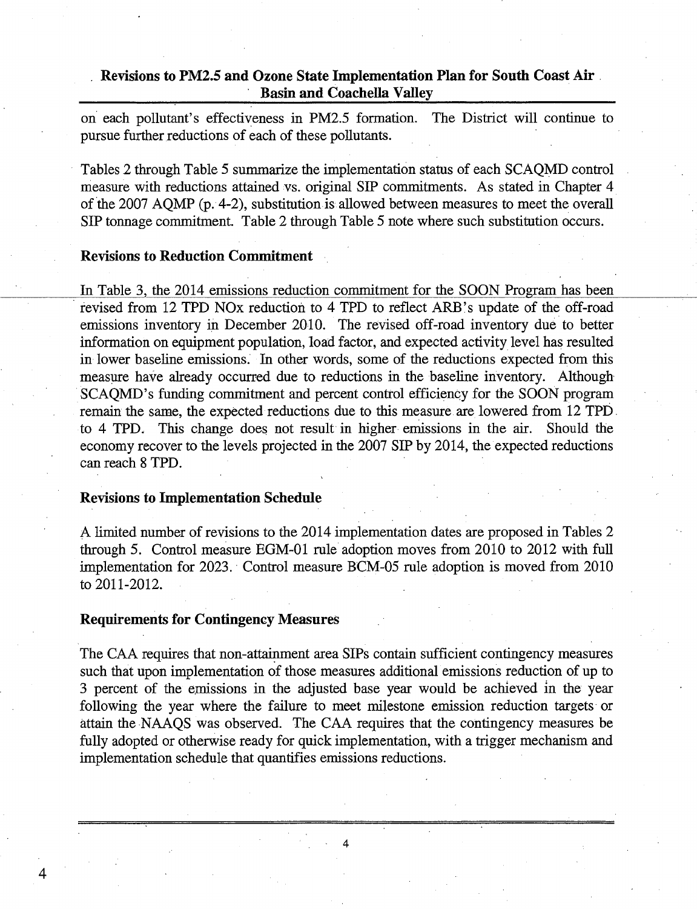on each pollutant's effectiveness in PM2.5 formation. The District will continue to pursue further reductions of each of these pollutants.

Tables 2 through Table 5 summarize the implementation status of each SCAQMD control measure with reductions attained vs. original SIP commitments. As stated in Chapter 4 of the 2007 AQMP (p. 4-2), substitution is allowed between measures to meet the overall SIP tonnage commitment. Table 2 through Table 5 note where such substitution occurs.

### Revisions to Reduction Commitment

In Table 3, the 2014 emissions reduction commitment for the SOON Program has been revised from 12 TPD NOx reduction to 4 TPD to reflect ARB's update of the off-road emissions inventory in December 2010. The revised off-road inventory due to better information on equipment population, load factor, and expected activity level has resulted in lower baseline emissions. In other words, some of the reductions expected from this measure have already occurred due to reductions in the baseline inventory. Although SCAQMD's funding commitment and percent control efficiency for the SOON program remain the same, the expected reductions due to this measure are lowered from 12 TPD to 4 TPD. This change does not result in higher emissions in the air. Should the economy recover to the levels projected in the 2007 SIP by 2014, the expected reductions can reach 8 TPD.

### Revisions to Implementation Schedule

A limited number of revisions to the 2014 implementation dates are proposed in Tables 2 through 5. Control measure EGM-01 rule adoption moves from 2010 to 2012 with full implementation for 2023. Control measure BCM-05 rule adoption is moved from 2010 to 2011-2012.

### Requirements for Contingency Measures

The CAA requires that non-attainment area SIPs contain sufficient contingency measures such that upon implementation of those measures additional emissions reduction of up to 3 percent of the emissions in the adjusted base year would be achieved in the year following the year where the failure to meet milestone emission reduction targets or attain the NAAQS was observed. The CAA requires that the contingency measures be fully adopted or otherwise ready for quick implementation, with a trigger mechanism and implementation schedule that quantifies emissions reductions.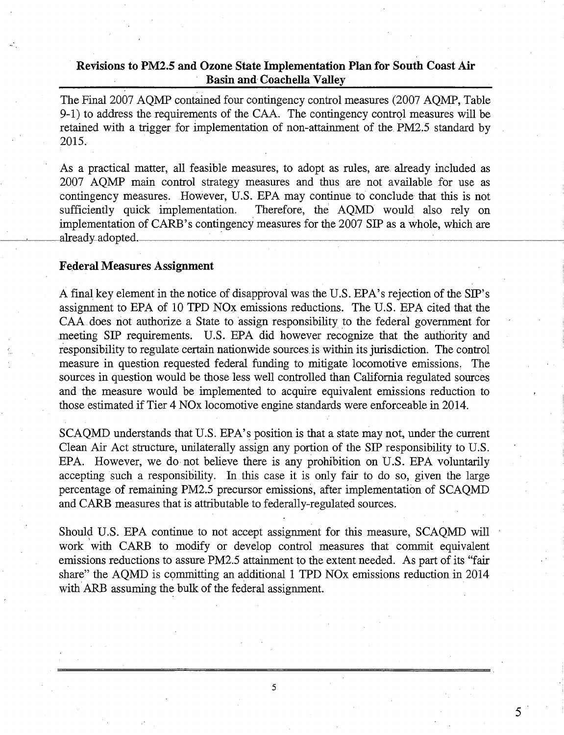## Revisions to PM2.5 and Ozone State Implementation Plan for South Coast Air Basin and Coachella Valley

The Final 2007 AQMP contained four contingency control measures (2007 AQMP, Table 9-1) to address the requirements of the CAA. The contingency control measures will be retained with a trigger for implementation of non-attainment of the PM2.5 standard by 2015.

As a practical matter, all feasible measures, to adopt as rules, are already included as 2007 AQMP main control strategy measures and thus are not available for use as contingency measures. However, U.S. EPA may continue to conclude that this is not sufficiently quick implementation. Therefore, the AQMD would also rely on implementation of CARB's contingency measures for the 2007 SIP as a whole, which are already adopted.

### Federal Measures Assignment

A final key element in the notice of disapproval was the U.S. EPA's rejection of the SIP's assignment to EPA of 10 TPD NOx emissions reductions. The U.S. EPA cited that the CAA does not authorize a State to assign responsibility to the federal government for meeting SIP requirements. U.S. EPA did however recognize that the authority and responsibility to regulate certain nationwide sources is within its jurisdiction. The control measure in question requested federal funding to mitigate locomotive emissions. The sources in question would be those less well controlled than California regulated sources and the measure would be implemented to acquire equivalent emissions reduction to those estimated if Tier 4 NOx locomotive engine standards were enforceable in 2014.

SCAQMD understands that U.S. EPA's position is that a state may not, under the current Clean Air Act structure, unilaterally assign any portion of the SIP responsibility to U.S. EPA. However, we do not believe there is any prohibition on U.S. EPA voluntarily accepting such a responsibility. In this case it is only fair to do so, given the large percentage of remaining PM2.5 precursor emissions, after implementation of SCAQMD and CARB measures that is attributable to federally-regulated sources.

Should U.S. EPA continue to not accept assignment for this measure, SCAQMD will work with CARB to modify or develop control measures that commit equivalent emissions reductions to assure PM2.5 attainment to the extent needed. As part of its "fair share" the AQMD is committing an additional 1 TPD NOx emissions reduction in 2014 with ARB assuming the bulk of the federal assignment.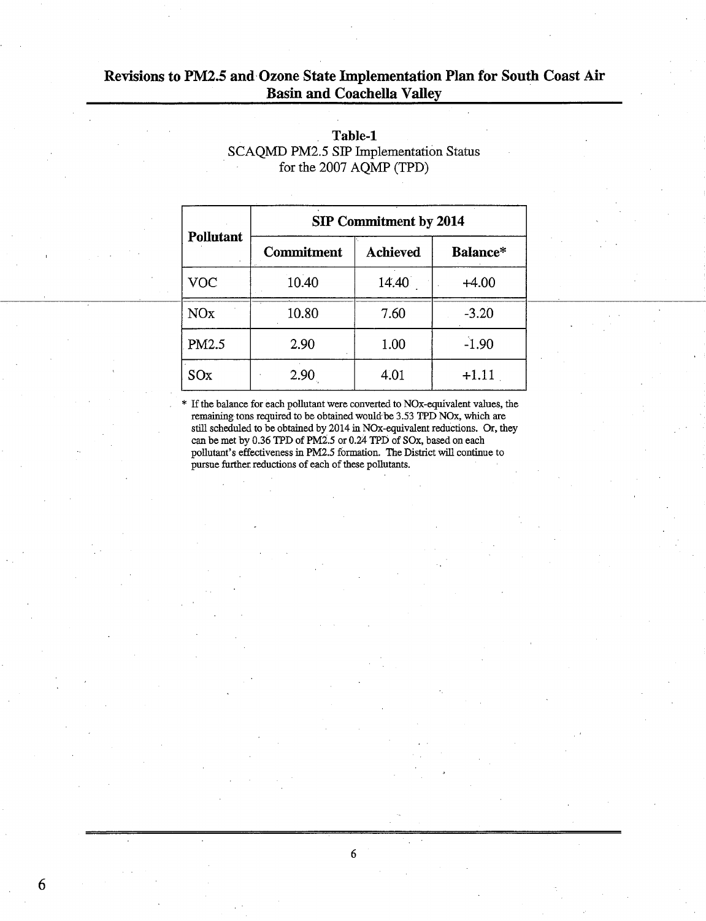**Table-1**
SCAQMD PM2.5 SIP Implementation Status
for the 2007 AQMP (TPD)

| Pollutant | SIP Commitment by 2014 | | |
|---|---|---|---|
| | **Commitment** | **Achieved** | **Balance*** |
| VOC | 10.40 | 14.40 | +4.00 |
| NOx | 10.80 | 7.60 | -3.20 |
| PM2.5 | 2.90 | 1.00 | -1.90 |
| SOx | 2.90 | 4.01 | +1.11 |

* If the balance for each pollutant were converted to NOx-equivalent values, the remaining tons required to be obtained would be 3.53 TPD NOx, which are still scheduled to be obtained by 2014 in NOx-equivalent reductions. Or, they can be met by 0.36 TPD of PM2.5 or 0.24 TPD of SOx, based on each pollutant's effectiveness in PM2.5 formation. The District will continue to pursue further reductions of each of these pollutants.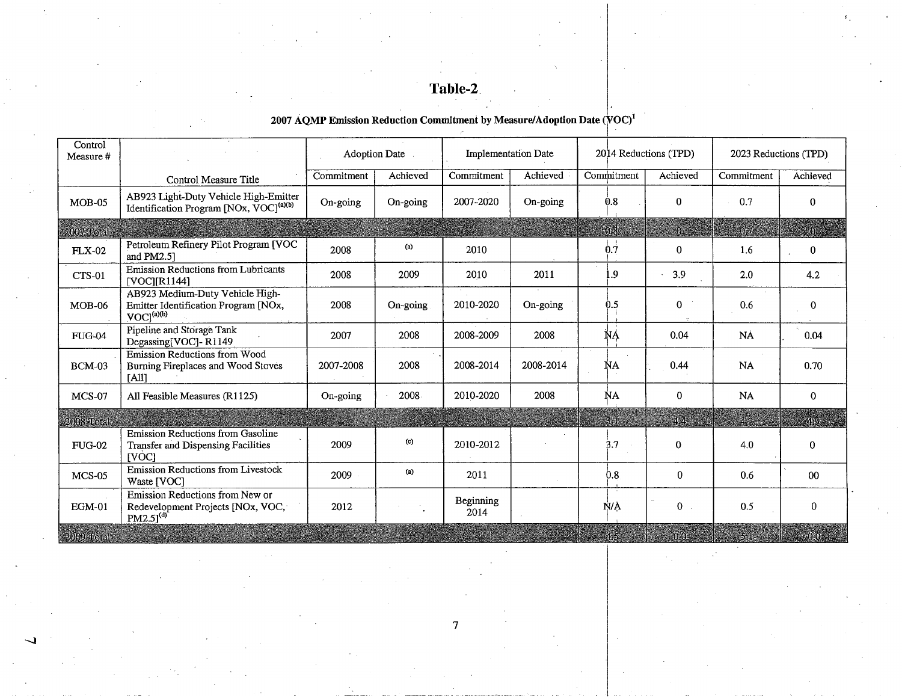# Table-2

**2007 AQMP Emission Reduction Commitment by Measure/Adoption Date (VOC)[1]**

| Control Measure # | Control Measure Title | Adoption Date | | Implementation Date | | 2014 Reductions (TPD) | | 2023 Reductions (TPD) | |
|---|---|---|---|---|---|---|---|---|---|
| | | Commitment | Achieved | Commitment | Achieved | Commitment | Achieved | Commitment | Achieved |
| MOB-05 | AB923 Light-Duty Vehicle High-Emitter Identification Program [NOx, VOC][(a)(b)] | On-going | On-going | 2007-2020 | On-going | 0.8 | 0 | 0.7 | 0 |
| 2007 Total | | | | | | 0.8 | 0 | 0.7 | 0 |
| FLX-02 | Petroleum Refinery Pilot Program [VOC and PM2.5] | 2008 | (a) | 2010 | | 0.7 | 0 | 1.6 | 0 |
| CTS-01 | Emission Reductions from Lubricants [VOC][R1144] | 2008 | 2009 | 2010 | 2011 | 1.9 | 3.9 | 2.0 | 4.2 |
| MOB-06 | AB923 Medium-Duty Vehicle High-Emitter Identification Program [NOx, VOC][(a)(b)] | 2008 | On-going | 2010-2020 | On-going | 0.5 | 0 | 0.6 | 0 |
| FUG-04 | Pipeline and Storage Tank Degassing[VOC]- R1149 | 2007 | 2008 | 2008-2009 | 2008 | NA | 0.04 | NA | 0.04 |
| BCM-03 | Emission Reductions from Wood Burning Fireplaces and Wood Stoves [All] | 2007-2008 | 2008 | 2008-2014 | 2008-2014 | NA | 0.44 | NA | 0.70 |
| MCS-07 | All Feasible Measures (R1125) | On-going | 2008 | 2010-2020 | 2008 | NA | 0 | NA | 0 |
| 2008 Total | | | | | | 3.1 | 4.4 | 4.2 | 4.9 |
| FUG-02 | Emission Reductions from Gasoline Transfer and Dispensing Facilities [VOC] | 2009 | (c) | 2010-2012 | | 3.7 | 0 | 4.0 | 0 |
| MCS-05 | Emission Reductions from Livestock Waste [VOC] | 2009 | (a) | 2011 | | 0.8 | 0 | 0.6 | 00 |
| EGM-01 | Emission Reductions from New or Redevelopment Projects [NOx, VOC, PM2.5][(d)] | 2012 | | Beginning 2014 | | N/A | 0 | 0.5 | 0 |
| 2009 Total | | | | | | 4.5 | 0.0 | 5.1 | 0.0 |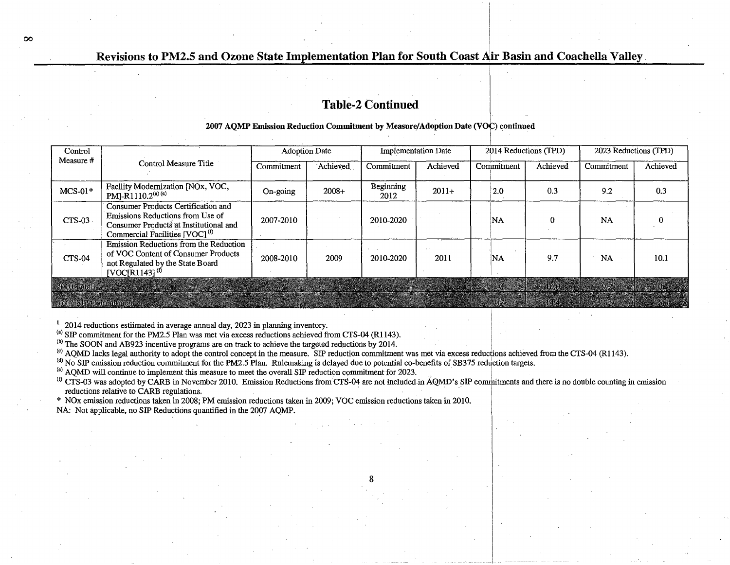## Table-2 Continued

**2007 AQMP Emission Reduction Commitment by Measure/Adoption Date (VOC) continued**

| Control Measure # | Control Measure Title | Adoption Date | | Implementation Date | | 2014 Reductions (TPD) | | 2023 Reductions (TPD) | |
|---|---|---|---|---|---|---|---|---|---|
| | | Commitment | Achieved | Commitment | Achieved | Commitment | Achieved | Commitment | Achieved |
| MCS-01* | Facility Modernization [NOx, VOC, PM]-R1110.2[(a)(e)] | On-going | 2008+ | Beginning 2012 | 2011+ | 2.0 | 0.3 | 9.2 | 0.3 |
| CTS-03 | Consumer Products Certification and Emissions Reductions from Use of Consumer Products at Institutional and Commercial Facilities [VOC][(f)] | 2007-2010 | | 2010-2020 | | NA | 0 | NA | 0 |
| CTS-04 | Emission Reductions from the Reduction of VOC Content of Consumer Products not Regulated by the State Board [VOC[R1143][(f)] | 2008-2010 | 2009 | 2010-2020 | 2011 | NA | 9.7 | NA | 10.1 |
| 2010 Total | | | | | | 2.0 | 10.0 | 9.2 | 10.4 |
| Total SIP Commitment | | | | | | 10.4 | 14.3 | 17.9 | 15.8 |

[1] 2014 reductions estiimated in average annual day, 2023 in planning inventory.

[(a)] SIP commitment for the PM2.5 Plan was met via excess reductions achieved from CTS-04 (R1143).

[(b)] The SOON and AB923 incentive programs are on track to achieve the targeted reductions by 2014.

[(c)] AQMD lacks legal authority to adopt the control concept in the measure. SIP reduction commitment was met via excess reductions achieved from the CTS-04 (R1143).

[(d)] No SIP emission reduction commitment for the PM2.5 Plan. Rulemaking is delayed due to potential co-benefits of SB375 reduction targets.

[(e)] AQMD will continue to implement this measure to meet the overall SIP reduction commitment for 2023.

[(f)] CTS-03 was adopted by CARB in November 2010. Emission Reductions from CTS-04 are not included in AQMD's SIP commitments and there is no double counting in emission reductions relative to CARB regulations.

\* NOx emission reductions taken in 2008; PM emission reductions taken in 2009; VOC emission reductions taken in 2010.

NA: Not applicable, no SIP Reductions quantified in the 2007 AQMP.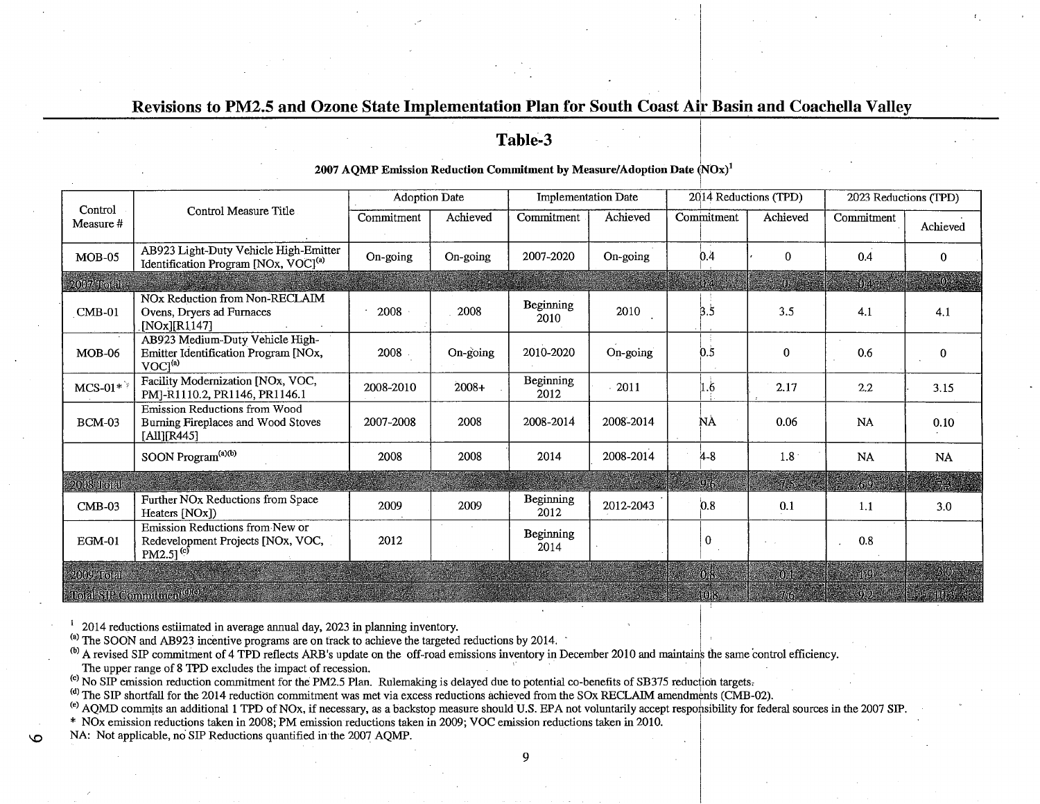## Table-3

**2007 AQMP Emission Reduction Commitment by Measure/Adoption Date (NOx)[1]**

| Control Measure # | Control Measure Title | Adoption Date | | Implementation Date | | 2014 Reductions (TPD) | | 2023 Reductions (TPD) | |
|---|---|---|---|---|---|---|---|---|---|
| | | Commitment | Achieved | Commitment | Achieved | Commitment | Achieved | Commitment | Achieved |
| MOB-05 | AB923 Light-Duty Vehicle High-Emitter Identification Program [NOx, VOC][a] | On-going | On-going | 2007-2020 | On-going | 0.4 | 0 | 0.4 | 0 |
| 2007 Total | | | | | | 0.4 | 0 | 0.4 | 0 |
| CMB-01 | NOx Reduction from Non-RECLAIM Ovens, Dryers ad Furnaces [NOx][R1147] | 2008 | 2008 | Beginning 2010 | 2010 | 3.5 | 3.5 | 4.1 | 4.1 |
| MOB-06 | AB923 Medium-Duty Vehicle High-Emitter Identification Program [NOx, VOC][a] | 2008 | On-going | 2010-2020 | On-going | 0.5 | 0 | 0.6 | 0 |
| MCS-01* | Facility Modernization [NOx, VOC, PM]-R1110.2, PR1146, PR1146.1 | 2008-2010 | 2008+ | Beginning 2012 | 2011 | 1.6 | 2.17 | 2.2 | 3.15 |
| BCM-03 | Emission Reductions from Wood Burning Fireplaces and Wood Stoves [All][R445] | 2007-2008 | 2008 | 2008-2014 | 2008-2014 | NA | 0.06 | NA | 0.10 |
| | SOON Program[a][b] | 2008 | 2008 | 2014 | 2008-2014 | 4-8 | 1.8 | NA | NA |
| 2008 Total | | | | | | 9.6 | 7.5 | 6.9 | 7.4 |
| CMB-03 | Further NOx Reductions from Space Heaters [NOx]) | 2009 | 2009 | Beginning 2012 | 2012-2043 | 0.8 | 0.1 | 1.1 | 3.0 |
| EGM-01 | Emission Reductions from New or Redevelopment Projects [NOx, VOC, PM2.5] [c] | 2012 | | Beginning 2014 | | 0 | | 0.8 | |
| 2009 Total | | | | | | 0.8 | 0.1 | 1.9 | 3.0 |
| Total SIP Commitment[d][e] | | | | | | 10.8 | 7.6 | 9.2 | 10.4 |

[1] 2014 reductions estiimated in average annual day, 2023 in planning inventory.

[a] The SOON and AB923 incentive programs are on track to achieve the targeted reductions by 2014.

[b] A revised SIP commitment of 4 TPD reflects ARB's update on the off-road emissions inventory in December 2010 and maintains the same control efficiency. The upper range of 8 TPD excludes the impact of recession.

[c] No SIP emission reduction commitment for the PM2.5 Plan. Rulemaking is delayed due to potential co-benefits of SB375 reduction targets.

[d] The SIP shortfall for the 2014 reduction commitment was met via excess reductions achieved from the SOx RECLAIM amendments (CMB-02).

[e] AQMD commits an additional 1 TPD of NOx, if necessary, as a backstop measure should U.S. EPA not voluntarily accept responsibility for federal sources in the 2007 SIP.

\* NOx emission reductions taken in 2008; PM emission reductions taken in 2009; VOC emission reductions taken in 2010.

NA: Not applicable, no SIP Reductions quantified in the 2007 AQMP.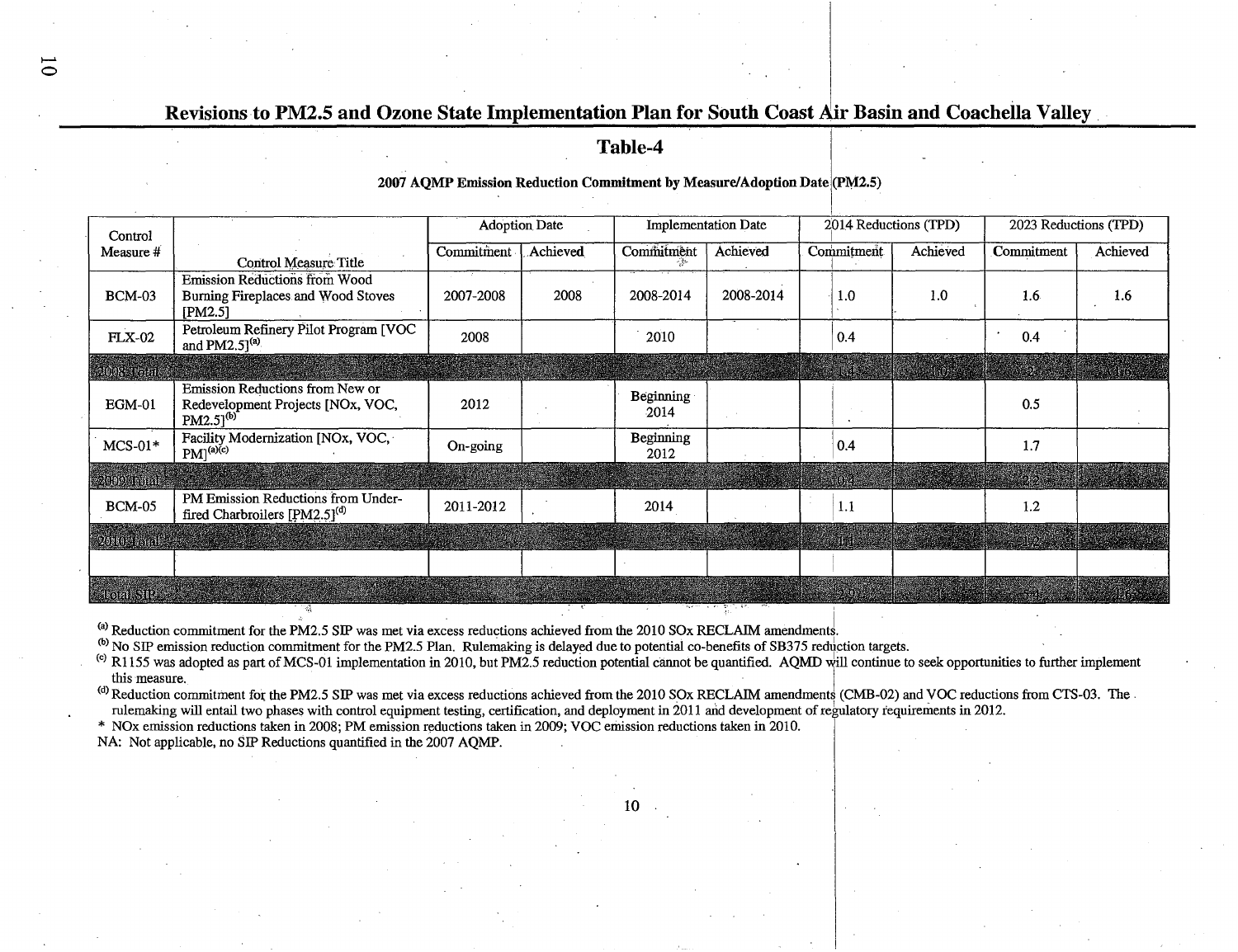## Table-4

**2007 AQMP Emission Reduction Commitment by Measure/Adoption Date (PM2.5)**

| Control Measure # | Control Measure Title | Adoption Date | | Implementation Date | | 2014 Reductions (TPD) | | 2023 Reductions (TPD) | |
|---|---|---|---|---|---|---|---|---|---|
| | | Commitment | Achieved | Commitment | Achieved | Commitment | Achieved | Commitment | Achieved |
| BCM-03 | Emission Reductions from Wood Burning Fireplaces and Wood Stoves [PM2.5] | 2007-2008 | 2008 | 2008-2014 | 2008-2014 | 1.0 | 1.0 | 1.6 | 1.6 |
| FLX-02 | Petroleum Refinery Pilot Program [VOC and PM2.5][(a)] | 2008 | | 2010 | | 0.4 | | 0.4 | |
| 2008 Total | | | | | | 1.4 | 1.0 | 2.0 | 1.6 |
| EGM-01 | Emission Reductions from New or Redevelopment Projects [NOx, VOC, PM2.5][(b)] | 2012 | | Beginning 2014 | | | | 0.5 | |
| MCS-01* | Facility Modernization [NOx, VOC, PM][(a)(c)] | On-going | | Beginning 2012 | | 0.4 | | 1.7 | |
| 2009 Total | | | | | | 0.4 | | 2.2 | |
| BCM-05 | PM Emission Reductions from Under-fired Charbroilers [PM2.5][(d)] | 2011-2012 | | 2014 | | 1.1 | | 1.2 | |
| 2010 Total | | | | | | 1.1 | | 1.2 | |
| | | | | | | | | | |
| Total SIP | | | | | | 2.9 | 1.0 | 5.4 | 1.6 |

[(a)] Reduction commitment for the PM2.5 SIP was met via excess reductions achieved from the 2010 SOx RECLAIM amendments.

[(b)] No SIP emission reduction commitment for the PM2.5 Plan. Rulemaking is delayed due to potential co-benefits of SB375 reduction targets.

[(c)] R1155 was adopted as part of MCS-01 implementation in 2010, but PM2.5 reduction potential cannot be quantified. AQMD will continue to seek opportunities to further implement this measure.

[(d)] Reduction commitment for the PM2.5 SIP was met via excess reductions achieved from the 2010 SOx RECLAIM amendments (CMB-02) and VOC reductions from CTS-03. The rulemaking will entail two phases with control equipment testing, certification, and deployment in 2011 and development of regulatory requirements in 2012.

\* NOx emission reductions taken in 2008; PM emission reductions taken in 2009; VOC emission reductions taken in 2010.

NA: Not applicable, no SIP Reductions quantified in the 2007 AQMP.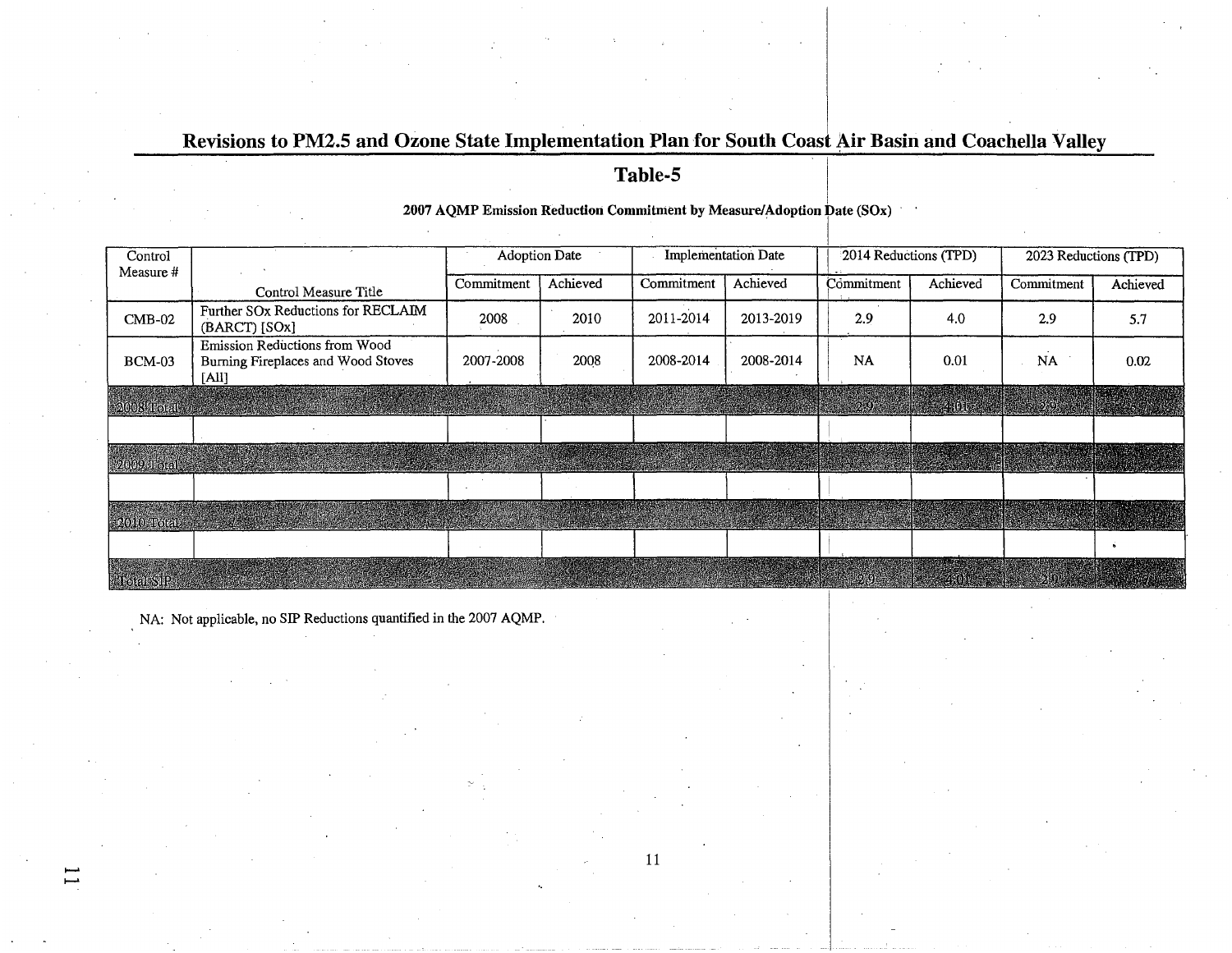## Revisions to PM2.5 and Ozone State Implementation Plan for South Coast Air Basin and Coachella Valley

### Table-5

**2007 AQMP Emission Reduction Commitment by Measure/Adoption Date (SOx)**

| Control Measure # | Control Measure Title | Adoption Date | | Implementation Date | | 2014 Reductions (TPD) | | 2023 Reductions (TPD) | |
|---|---|---|---|---|---|---|---|---|---|
| | | Commitment | Achieved | Commitment | Achieved | Commitment | Achieved | Commitment | Achieved |
| CMB-02 | Further SOx Reductions for RECLAIM (BARCT) [SOx] | 2008 | 2010 | 2011-2014 | 2013-2019 | 2.9 | 4.0 | 2.9 | 5.7 |
| BCM-03 | Emission Reductions from Wood Burning Fireplaces and Wood Stoves [All] | 2007-2008 | 2008 | 2008-2014 | 2008-2014 | NA | 0.01 | NA | 0.02 |
| 2008 Total | | | | | | 2.9 | 4.01 | 2.9 | 5.7 |
| | | | | | | | | | |
| 2009 Total | | | | | | | | | |
| | | | | | | | | | |
| 2010 Total | | | | | | | | | |
| | | | | | | | | | |
| Total SIP | | | | | | 2.9 | 4.01 | 2.9 | 5.7 |

NA: Not applicable, no SIP Reductions quantified in the 2007 AQMP.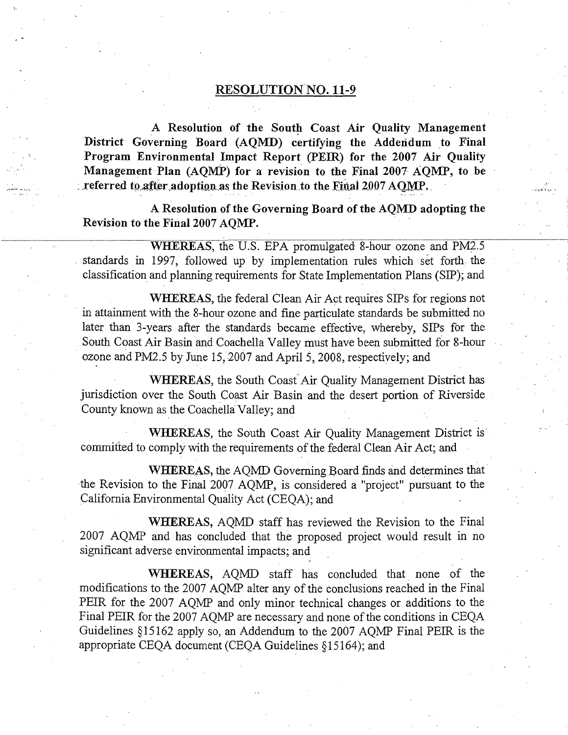## RESOLUTION NO. 11-9

**A Resolution of the South Coast Air Quality Management District Governing Board (AQMD) certifying the Addendum to Final Program Environmental Impact Report (PEIR) for the 2007 Air Quality Management Plan (AQMP) for a revision to the Final 2007 AQMP, to be referred to after adoption as the Revision to the Final 2007 AQMP.**

**A Resolution of the Governing Board of the AQMD adopting the Revision to the Final 2007 AQMP.**

---

**WHEREAS,** the U.S. EPA promulgated 8-hour ozone and PM2.5 standards in 1997, followed up by implementation rules which set forth the classification and planning requirements for State Implementation Plans (SIP); and

**WHEREAS,** the federal Clean Air Act requires SIPs for regions not in attainment with the 8-hour ozone and fine particulate standards be submitted no later than 3-years after the standards became effective, whereby, SIPs for the South Coast Air Basin and Coachella Valley must have been submitted for 8-hour ozone and PM2.5 by June 15, 2007 and April 5, 2008, respectively; and

**WHEREAS,** the South Coast Air Quality Management District has jurisdiction over the South Coast Air Basin and the desert portion of Riverside County known as the Coachella Valley; and

**WHEREAS,** the South Coast Air Quality Management District is committed to comply with the requirements of the federal Clean Air Act; and

**WHEREAS,** the AQMD Governing Board finds and determines that the Revision to the Final 2007 AQMP, is considered a "project" pursuant to the California Environmental Quality Act (CEQA); and

**WHEREAS,** AQMD staff has reviewed the Revision to the Final 2007 AQMP and has concluded that the proposed project would result in no significant adverse environmental impacts; and

**WHEREAS,** AQMD staff has concluded that none of the modifications to the 2007 AQMP alter any of the conclusions reached in the Final PEIR for the 2007 AQMP and only minor technical changes or additions to the Final PEIR for the 2007 AQMP are necessary and none of the conditions in CEQA Guidelines §15162 apply so, an Addendum to the 2007 AQMP Final PEIR is the appropriate CEQA document (CEQA Guidelines §15164); and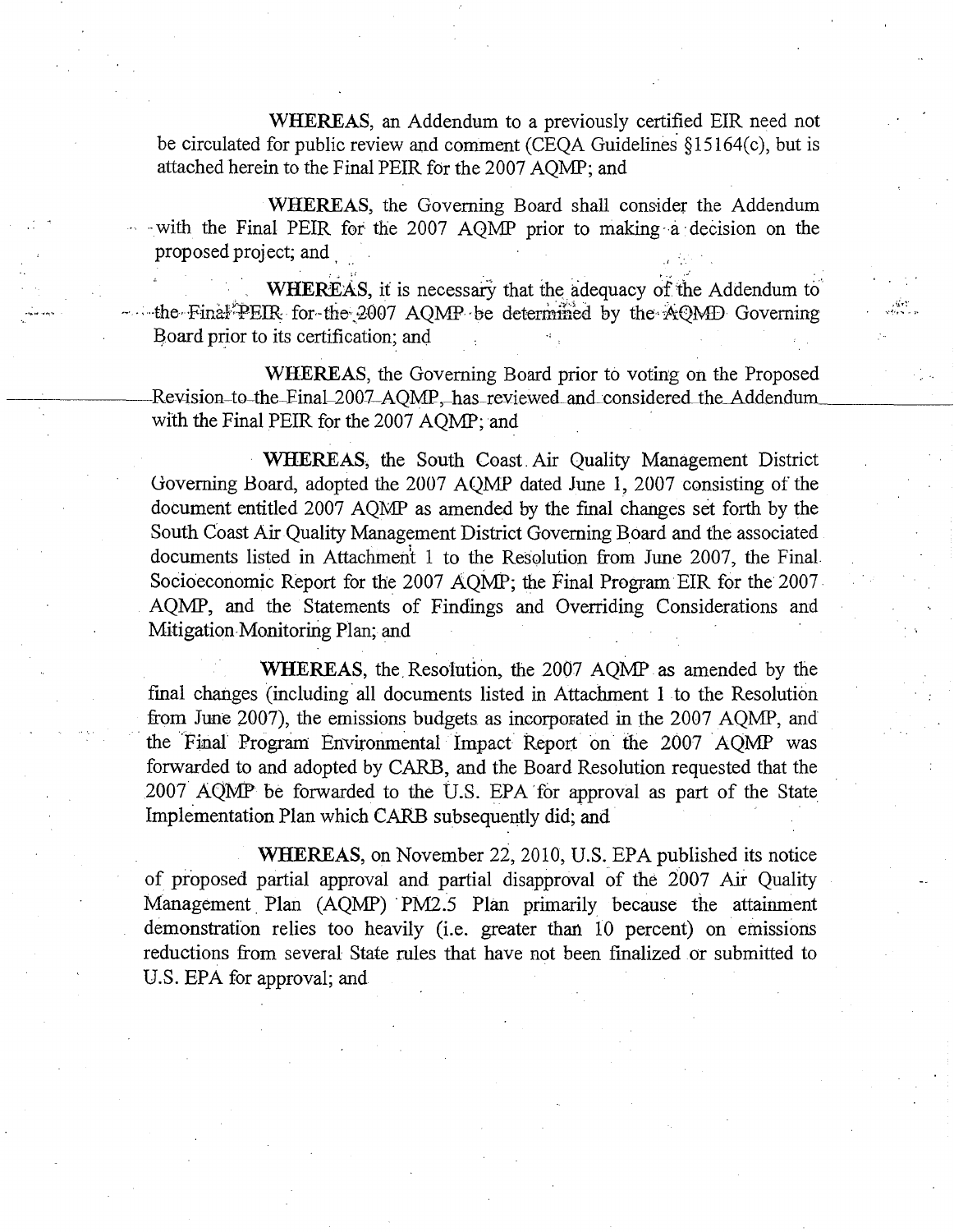**WHEREAS**, an Addendum to a previously certified EIR need not be circulated for public review and comment (CEQA Guidelines §15164(c), but is attached herein to the Final PEIR for the 2007 AQMP; and

**WHEREAS**, the Governing Board shall consider the Addendum with the Final PEIR for the 2007 AQMP prior to making a decision on the proposed project; and

**WHEREAS**, it is necessary that the adequacy of the Addendum to the Final PEIR for the 2007 AQMP be determined by the AQMD Governing Board prior to its certification; and

**WHEREAS**, the Governing Board prior to voting on the Proposed Revision to the Final 2007 AQMP, has reviewed and considered the Addendum with the Final PEIR for the 2007 AQMP; and

**WHEREAS**, the South Coast Air Quality Management District Governing Board, adopted the 2007 AQMP dated June 1, 2007 consisting of the document entitled 2007 AQMP as amended by the final changes set forth by the South Coast Air Quality Management District Governing Board and the associated documents listed in Attachment 1 to the Resolution from June 2007, the Final Socioeconomic Report for the 2007 AQMP; the Final Program EIR for the 2007 AQMP, and the Statements of Findings and Overriding Considerations and Mitigation Monitoring Plan; and

**WHEREAS**, the Resolution, the 2007 AQMP as amended by the final changes (including all documents listed in Attachment 1 to the Resolution from June 2007), the emissions budgets as incorporated in the 2007 AQMP, and the Final Program Environmental Impact Report on the 2007 AQMP was forwarded to and adopted by CARB, and the Board Resolution requested that the 2007 AQMP be forwarded to the U.S. EPA for approval as part of the State Implementation Plan which CARB subsequently did; and

**WHEREAS**, on November 22, 2010, U.S. EPA published its notice of proposed partial approval and partial disapproval of the 2007 Air Quality Management Plan (AQMP) PM2.5 Plan primarily because the attainment demonstration relies too heavily (i.e. greater than 10 percent) on emissions reductions from several State rules that have not been finalized or submitted to U.S. EPA for approval; and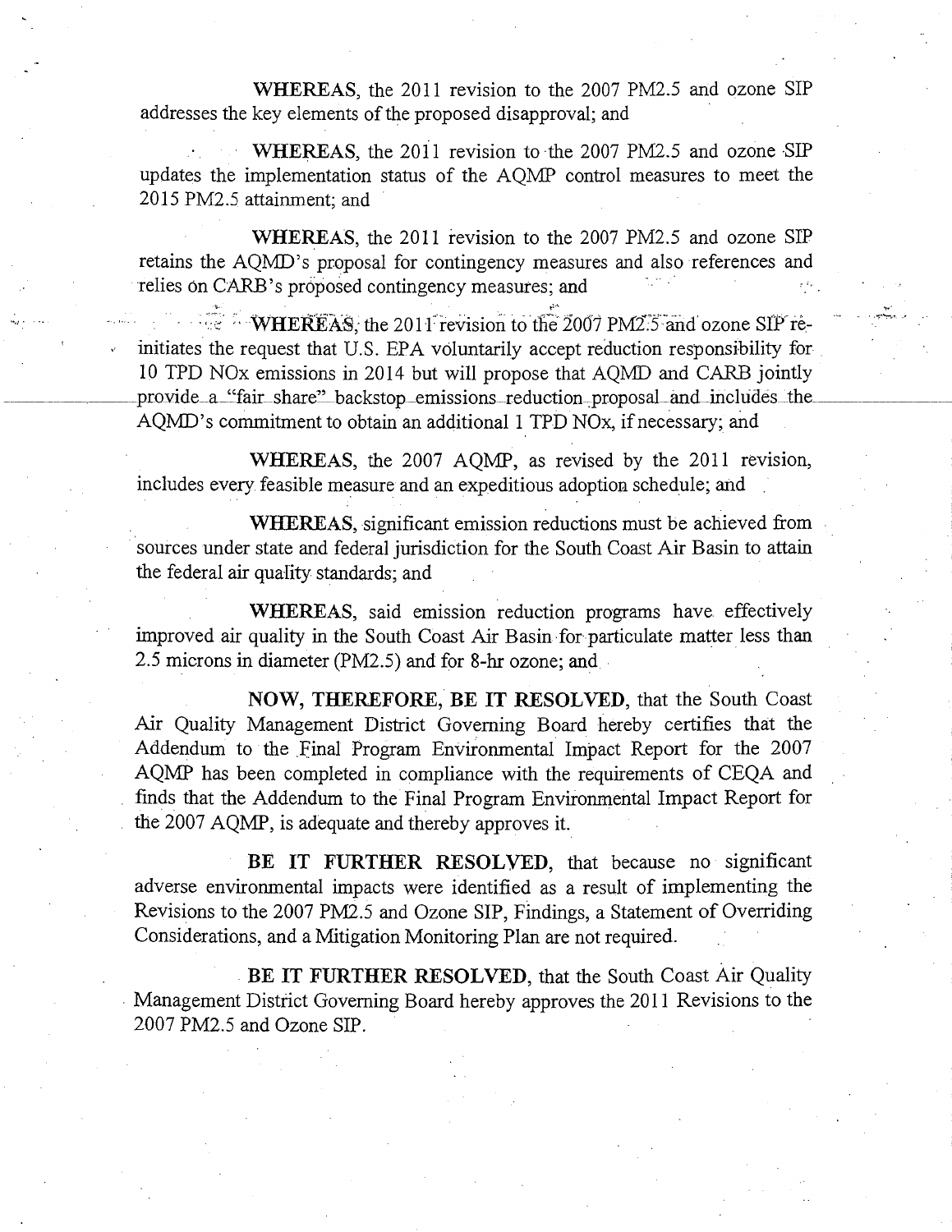**WHEREAS**, the 2011 revision to the 2007 PM2.5 and ozone SIP addresses the key elements of the proposed disapproval; and

**WHEREAS**, the 2011 revision to the 2007 PM2.5 and ozone SIP updates the implementation status of the AQMP control measures to meet the 2015 PM2.5 attainment; and

**WHEREAS**, the 2011 revision to the 2007 PM2.5 and ozone SIP retains the AQMD's proposal for contingency measures and also references and relies on CARB's proposed contingency measures; and

**WHEREAS**, the 2011 revision to the 2007 PM2.5 and ozone SIP re-initiates the request that U.S. EPA voluntarily accept reduction responsibility for 10 TPD NOx emissions in 2014 but will propose that AQMD and CARB jointly provide a "fair share" backstop emissions reduction proposal and includes the AQMD's commitment to obtain an additional 1 TPD NOx, if necessary; and

**WHEREAS**, the 2007 AQMP, as revised by the 2011 revision, includes every feasible measure and an expeditious adoption schedule; and

**WHEREAS**, significant emission reductions must be achieved from sources under state and federal jurisdiction for the South Coast Air Basin to attain the federal air quality standards; and

**WHEREAS**, said emission reduction programs have effectively improved air quality in the South Coast Air Basin for particulate matter less than 2.5 microns in diameter (PM2.5) and for 8-hr ozone; and

**NOW, THEREFORE, BE IT RESOLVED**, that the South Coast Air Quality Management District Governing Board hereby certifies that the Addendum to the Final Program Environmental Impact Report for the 2007 AQMP has been completed in compliance with the requirements of CEQA and finds that the Addendum to the Final Program Environmental Impact Report for the 2007 AQMP, is adequate and thereby approves it.

**BE IT FURTHER RESOLVED**, that because no significant adverse environmental impacts were identified as a result of implementing the Revisions to the 2007 PM2.5 and Ozone SIP, Findings, a Statement of Overriding Considerations, and a Mitigation Monitoring Plan are not required.

**BE IT FURTHER RESOLVED**, that the South Coast Air Quality Management District Governing Board hereby approves the 2011 Revisions to the 2007 PM2.5 and Ozone SIP.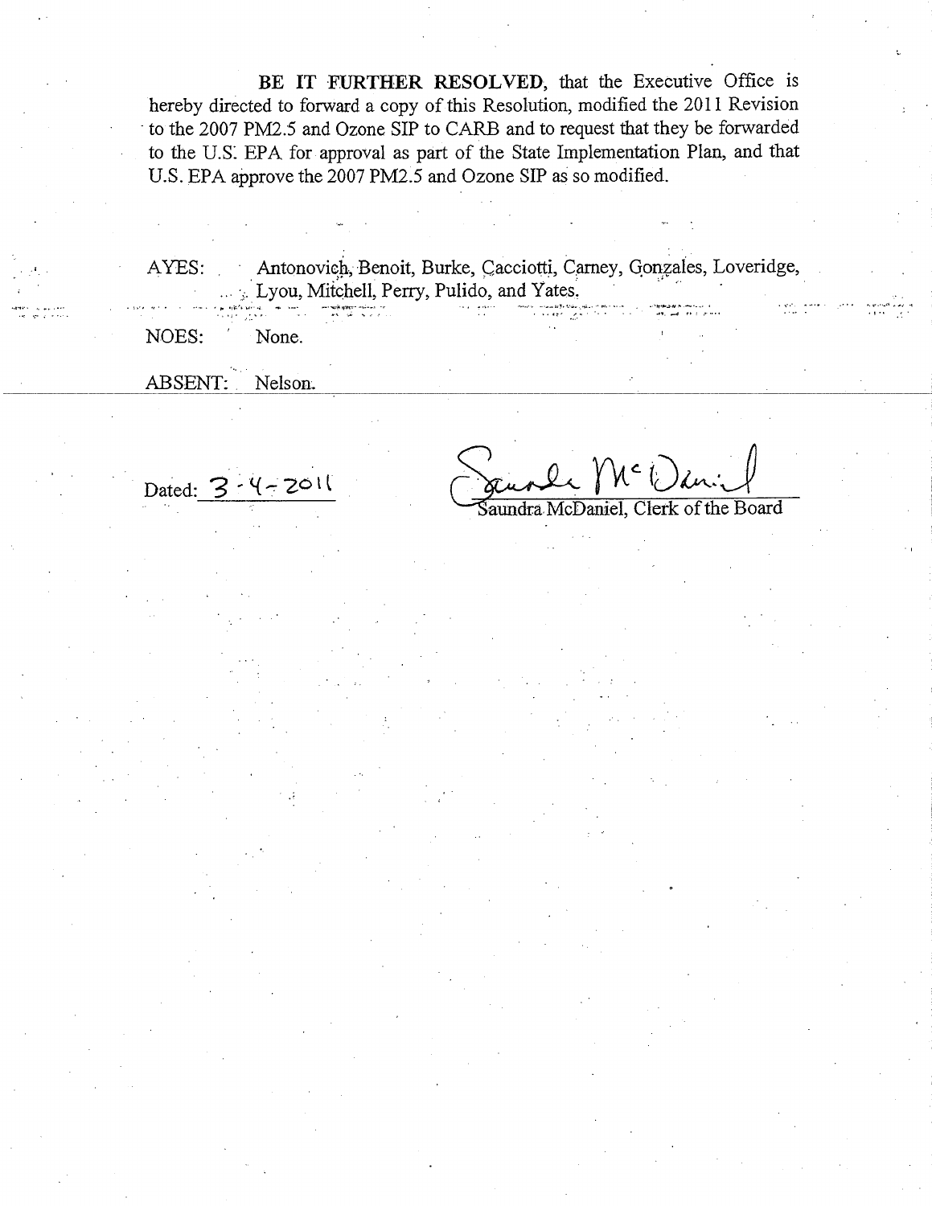**BE IT FURTHER RESOLVED**, that the Executive Office is hereby directed to forward a copy of this Resolution, modified the 2011 Revision to the 2007 PM2.5 and Ozone SIP to CARB and to request that they be forwarded to the U.S. EPA for approval as part of the State Implementation Plan, and that U.S. EPA approve the 2007 PM2.5 and Ozone SIP as so modified.

AYES: Antonovich, Benoit, Burke, Cacciotti, Carney, Gonzales, Loveridge, Lyou, Mitchell, Perry, Pulido, and Yates.

NOES: None.

ABSENT: Nelson.

Dated: 3-4-2011

Saundra McDaniel, Clerk of the Board